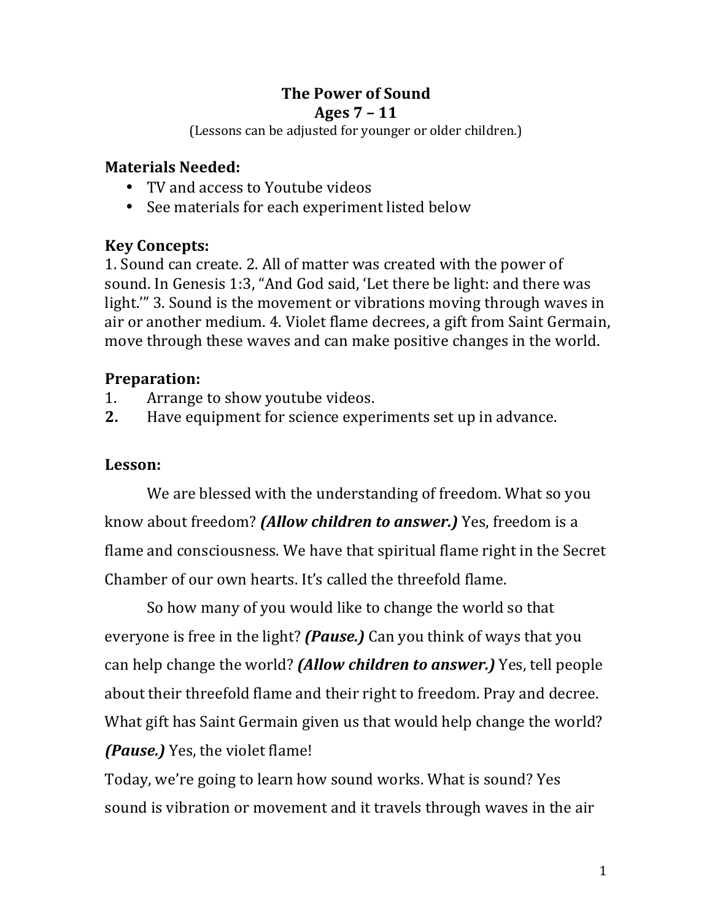# The Power of Sound

## Ages 7 – 11

(Lessons can be adjusted for younger or older children.)

**Materials Needed:**

- TV and access to Youtube videos
- See materials for each experiment listed below

**Key Concepts:**

1. Sound can create. 2. All of matter was created with the power of sound. In Genesis 1:3, "And God said, 'Let there be light: and there was light.'" 3. Sound is the movement or vibrations moving through waves in air or another medium. 4. Violet flame decrees, a gift from Saint Germain, move through these waves and can make positive changes in the world.

**Preparation:**

1. Arrange to show youtube videos.
2. Have equipment for science experiments set up in advance.

**Lesson:**

We are blessed with the understanding of freedom. What so you know about freedom? ***(Allow children to answer.)*** Yes, freedom is a flame and consciousness. We have that spiritual flame right in the Secret Chamber of our own hearts. It's called the threefold flame.

So how many of you would like to change the world so that everyone is free in the light? ***(Pause.)*** Can you think of ways that you can help change the world? ***(Allow children to answer.)*** Yes, tell people about their threefold flame and their right to freedom. Pray and decree. What gift has Saint Germain given us that would help change the world? ***(Pause.)*** Yes, the violet flame!

Today, we're going to learn how sound works. What is sound? Yes sound is vibration or movement and it travels through waves in the air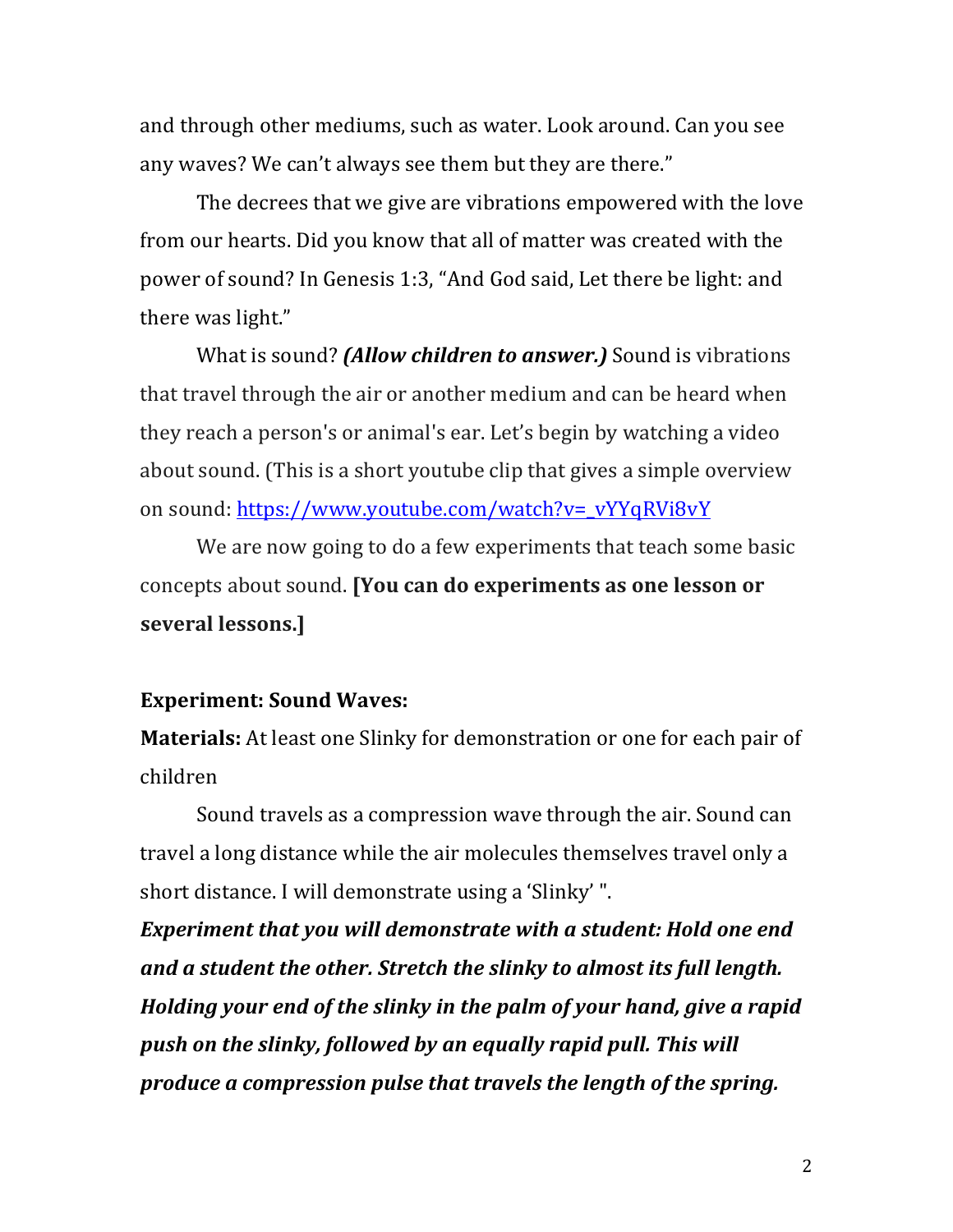and through other mediums, such as water. Look around. Can you see any waves? We can't always see them but they are there."

The decrees that we give are vibrations empowered with the love from our hearts. Did you know that all of matter was created with the power of sound? In Genesis 1:3, "And God said, Let there be light: and there was light."

What is sound? ***(Allow children to answer.)*** Sound is vibrations that travel through the air or another medium and can be heard when they reach a person's or animal's ear. Let's begin by watching a video about sound. (This is a short youtube clip that gives a simple overview on sound: [https://www.youtube.com/watch?v=_vYYqRVi8vY](https://www.youtube.com/watch?v=_vYYqRVi8vY)

We are now going to do a few experiments that teach some basic concepts about sound. **[You can do experiments as one lesson or several lessons.]**

**Experiment: Sound Waves:**

**Materials:** At least one Slinky for demonstration or one for each pair of children

Sound travels as a compression wave through the air. Sound can travel a long distance while the air molecules themselves travel only a short distance. I will demonstrate using a 'Slinky' ".

***Experiment that you will demonstrate with a student: Hold one end and a student the other. Stretch the slinky to almost its full length. Holding your end of the slinky in the palm of your hand, give a rapid push on the slinky, followed by an equally rapid pull. This will produce a compression pulse that travels the length of the spring.***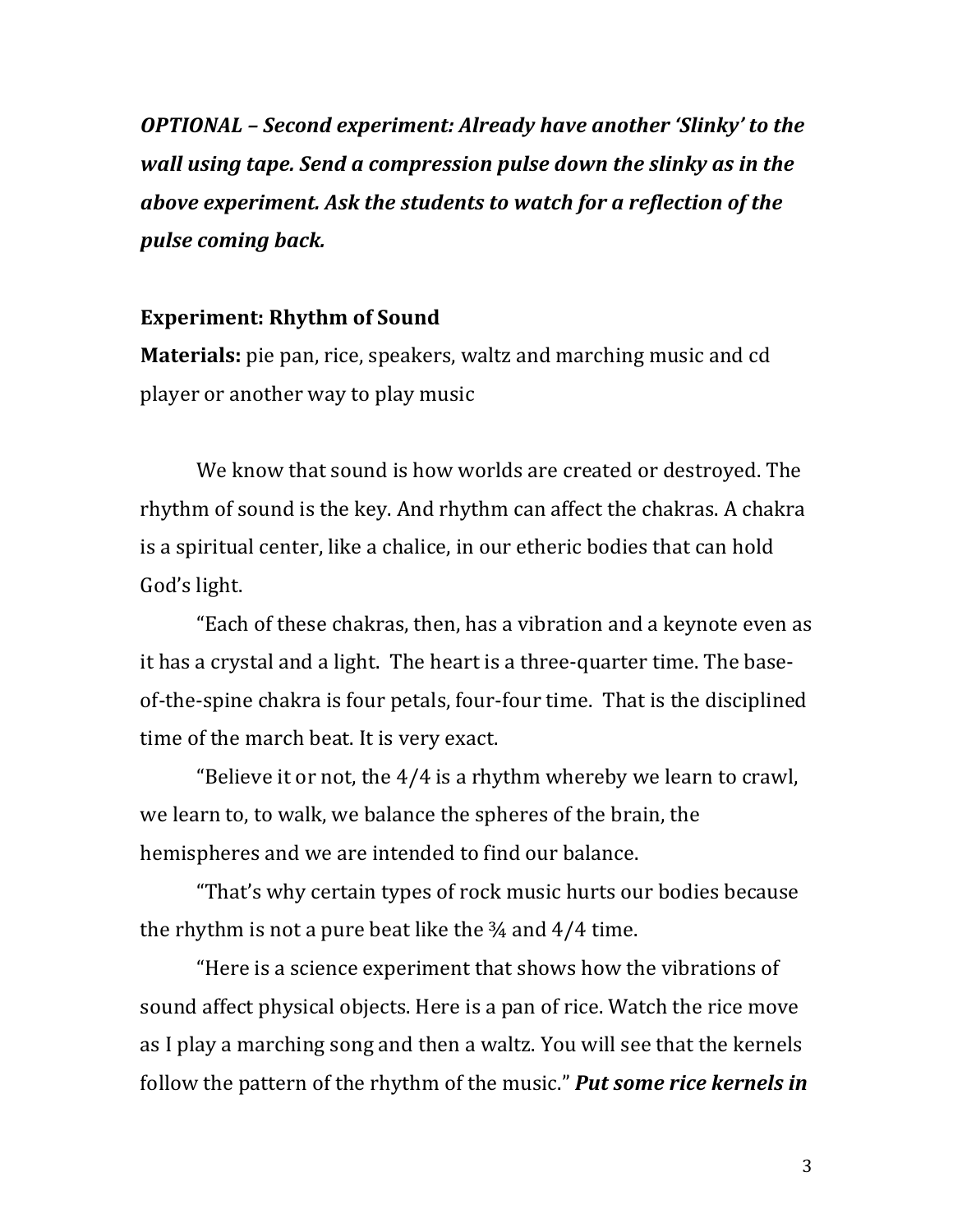***OPTIONAL – Second experiment: Already have another 'Slinky' to the wall using tape. Send a compression pulse down the slinky as in the above experiment. Ask the students to watch for a reflection of the pulse coming back.***

**Experiment: Rhythm of Sound**

**Materials:** pie pan, rice, speakers, waltz and marching music and cd player or another way to play music

We know that sound is how worlds are created or destroyed. The rhythm of sound is the key. And rhythm can affect the chakras. A chakra is a spiritual center, like a chalice, in our etheric bodies that can hold God's light.

"Each of these chakras, then, has a vibration and a keynote even as it has a crystal and a light. The heart is a three-quarter time. The base-of-the-spine chakra is four petals, four-four time. That is the disciplined time of the march beat. It is very exact.

"Believe it or not, the 4/4 is a rhythm whereby we learn to crawl, we learn to, to walk, we balance the spheres of the brain, the hemispheres and we are intended to find our balance.

"That's why certain types of rock music hurts our bodies because the rhythm is not a pure beat like the ¾ and 4/4 time.

"Here is a science experiment that shows how the vibrations of sound affect physical objects. Here is a pan of rice. Watch the rice move as I play a marching song and then a waltz. You will see that the kernels follow the pattern of the rhythm of the music." ***Put some rice kernels in***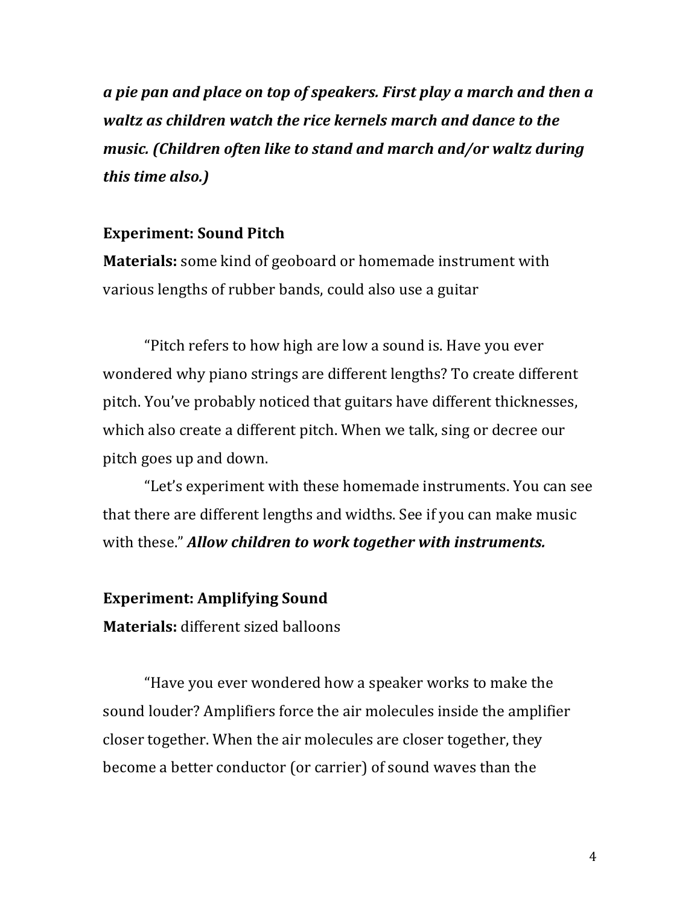***a pie pan and place on top of speakers. First play a march and then a waltz as children watch the rice kernels march and dance to the music. (Children often like to stand and march and/or waltz during this time also.)***

**Experiment: Sound Pitch**

**Materials:** some kind of geoboard or homemade instrument with various lengths of rubber bands, could also use a guitar

"Pitch refers to how high are low a sound is. Have you ever wondered why piano strings are different lengths? To create different pitch. You've probably noticed that guitars have different thicknesses, which also create a different pitch. When we talk, sing or decree our pitch goes up and down.

"Let's experiment with these homemade instruments. You can see that there are different lengths and widths. See if you can make music with these." ***Allow children to work together with instruments.***

**Experiment: Amplifying Sound**

**Materials:** different sized balloons

"Have you ever wondered how a speaker works to make the sound louder? Amplifiers force the air molecules inside the amplifier closer together. When the air molecules are closer together, they become a better conductor (or carrier) of sound waves than the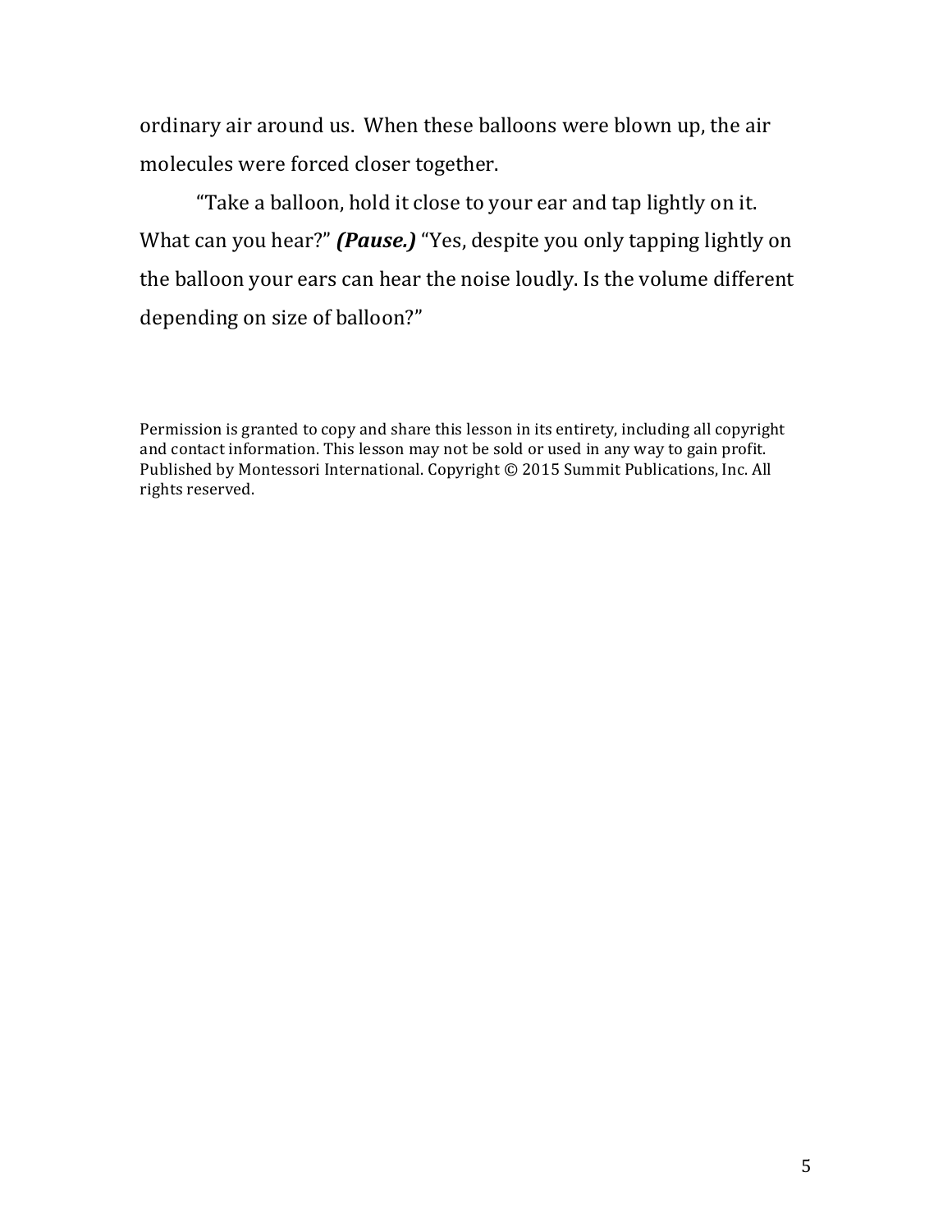ordinary air around us. When these balloons were blown up, the air molecules were forced closer together.

"Take a balloon, hold it close to your ear and tap lightly on it. What can you hear?" ***(Pause.)*** "Yes, despite you only tapping lightly on the balloon your ears can hear the noise loudly. Is the volume different depending on size of balloon?"

Permission is granted to copy and share this lesson in its entirety, including all copyright and contact information. This lesson may not be sold or used in any way to gain profit. Published by Montessori International. Copyright © 2015 Summit Publications, Inc. All rights reserved.